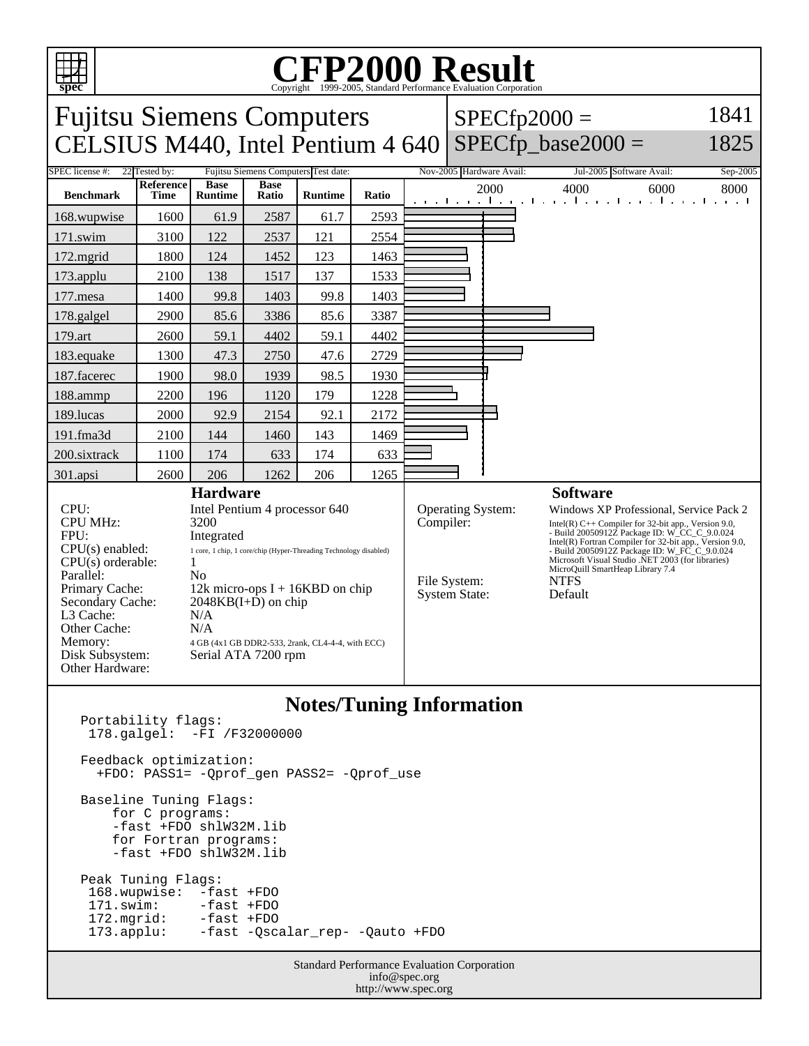# CFP2000 Result

Copyright 1999-2005, Standard Performance Evaluation Corporation

## Fujitsu Siemens Computers
## CELSIUS M440, Intel Pentium 4 640

SPECfp2000 = 1841

SPECfp_base2000 = 1825

| SPEC license #: | 22 | Tested by: | Fujitsu Siemens Computers | Test date: | Nov-2005 | Hardware Avail: | Jul-2005 | Software Avail: | Sep-2005 |
|---|---|---|---|---|---|---|---|---|---|

| Benchmark | Reference Time | Base Runtime | Base Ratio | Runtime | Ratio |
|---|---|---|---|---|---|
| 168.wupwise | 1600 | 61.9 | 2587 | 61.7 | 2593 |
| 171.swim | 3100 | 122 | 2537 | 121 | 2554 |
| 172.mgrid | 1800 | 124 | 1452 | 123 | 1463 |
| 173.applu | 2100 | 138 | 1517 | 137 | 1533 |
| 177.mesa | 1400 | 99.8 | 1403 | 99.8 | 1403 |
| 178.galgel | 2900 | 85.6 | 3386 | 85.6 | 3387 |
| 179.art | 2600 | 59.1 | 4402 | 59.1 | 4402 |
| 183.equake | 1300 | 47.3 | 2750 | 47.6 | 2729 |
| 187.facerec | 1900 | 98.0 | 1939 | 98.5 | 1930 |
| 188.ammp | 2200 | 196 | 1120 | 179 | 1228 |
| 189.lucas | 2000 | 92.9 | 2154 | 92.1 | 2172 |
| 191.fma3d | 2100 | 144 | 1460 | 143 | 1469 |
| 200.sixtrack | 1100 | 174 | 633 | 174 | 633 |
| 301.apsi | 2600 | 206 | 1262 | 206 | 1265 |

### Hardware

| | |
|---|---|
| CPU: | Intel Pentium 4 processor 640 |
| CPU MHz: | 3200 |
| FPU: | Integrated |
| CPU(s) enabled: | 1 core, 1 chip, 1 core/chip (Hyper-Threading Technology disabled) |
| CPU(s) orderable: | 1 |
| Parallel: | No |
| Primary Cache: | 12k micro-ops I + 16KBD on chip |
| Secondary Cache: | 2048KB(I+D) on chip |
| L3 Cache: | N/A |
| Other Cache: | N/A |
| Memory: | 4 GB (4x1 GB DDR2-533, 2rank, CL4-4-4, with ECC) |
| Disk Subsystem: | Serial ATA 7200 rpm |
| Other Hardware: | |

### Software

| | |
|---|---|
| Operating System: | Windows XP Professional, Service Pack 2 |
| Compiler: | Intel(R) C++ Compiler for 32-bit app., Version 9.0, - Build 20050912Z Package ID: W_CC_C_9.0.024<br>Intel(R) Fortran Compiler for 32-bit app., Version 9.0, - Build 20050912Z Package ID: W_FC_C_9.0.024<br>Microsoft Visual Studio .NET 2003 (for libraries)<br>MicroQuill SmartHeap Library 7.4 |
| File System: | NTFS |
| System State: | Default |

## Notes/Tuning Information

```
Portability flags:
 178.galgel:  -FI /F32000000

Feedback optimization:
  +FDO: PASS1= -Qprof_gen PASS2= -Qprof_use

Baseline Tuning Flags:
    for C programs:
    -fast +FDO shlW32M.lib
    for Fortran programs:
    -fast +FDO shlW32M.lib

Peak Tuning Flags:
 168.wupwise:  -fast +FDO
 171.swim:     -fast +FDO
 172.mgrid:    -fast +FDO
 173.applu:    -fast -Qscalar_rep- -Qauto +FDO
```

Standard Performance Evaluation Corporation
info@spec.org
http://www.spec.org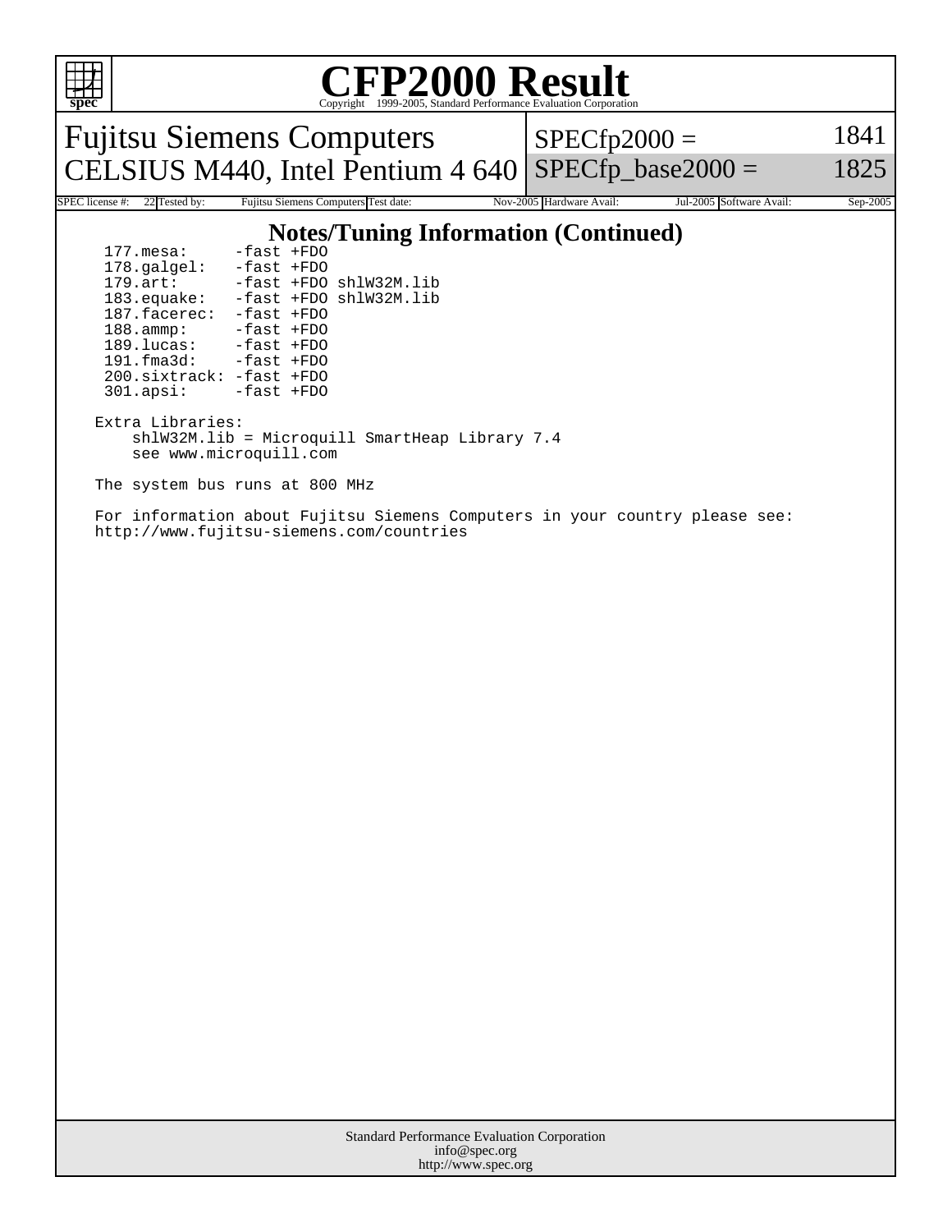# CFP2000 Result

Copyright 1999-2005, Standard Performance Evaluation Corporation

Fujitsu Siemens Computers
CELSIUS M440, Intel Pentium 4 640

SPECfp2000 = 1841
SPECfp_base2000 = 1825

SPEC license #: 22 Tested by: Fujitsu Siemens Computers Test date: Nov-2005 Hardware Avail: Jul-2005 Software Avail: Sep-2005

## Notes/Tuning Information (Continued)

```
 177.mesa:     -fast +FDO
 178.galgel:   -fast +FDO
 179.art:      -fast +FDO shlW32M.lib
 183.equake:   -fast +FDO shlW32M.lib
 187.facerec:  -fast +FDO
 188.ammp:     -fast +FDO
 189.lucas:    -fast +FDO
 191.fma3d:    -fast +FDO
 200.sixtrack: -fast +FDO
 301.apsi:     -fast +FDO

Extra Libraries:
    shlW32M.lib = Microquill SmartHeap Library 7.4
    see www.microquill.com

The system bus runs at 800 MHz

For information about Fujitsu Siemens Computers in your country please see:
http://www.fujitsu-siemens.com/countries
```

Standard Performance Evaluation Corporation
info@spec.org
http://www.spec.org